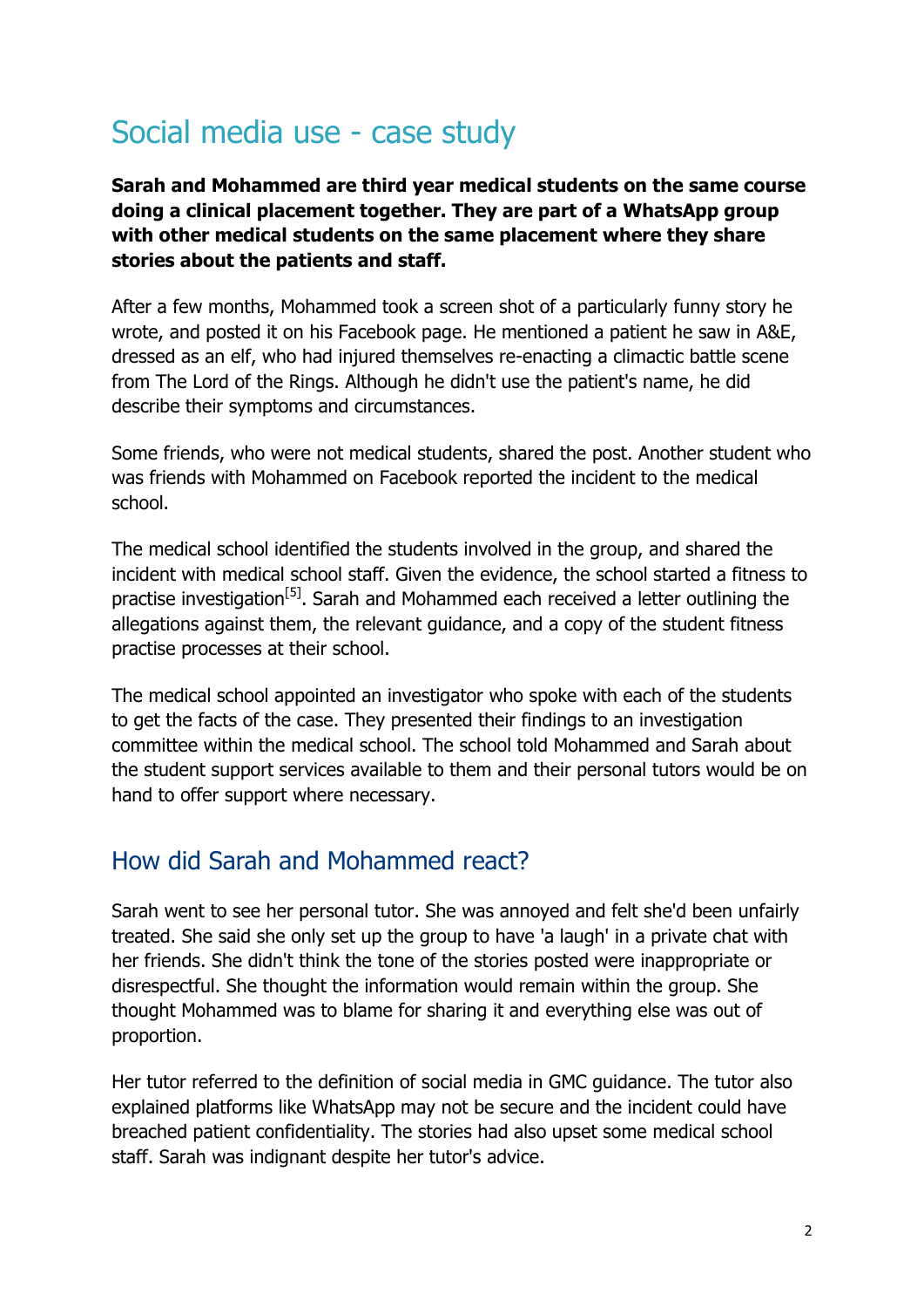# Social media use - case study

**Sarah and Mohammed are third year medical students on the same course doing a clinical placement together. They are part of a WhatsApp group with other medical students on the same placement where they share stories about the patients and staff.**

After a few months, Mohammed took a screen shot of a particularly funny story he wrote, and posted it on his Facebook page. He mentioned a patient he saw in A&E, dressed as an elf, who had injured themselves re-enacting a climactic battle scene from The Lord of the Rings. Although he didn't use the patient's name, he did describe their symptoms and circumstances.

Some friends, who were not medical students, shared the post. Another student who was friends with Mohammed on Facebook reported the incident to the medical school.

The medical school identified the students involved in the group, and shared the incident with medical school staff. Given the evidence, the school started a fitness to practise investigation[5]. Sarah and Mohammed each received a letter outlining the allegations against them, the relevant guidance, and a copy of the student fitness practise processes at their school.

The medical school appointed an investigator who spoke with each of the students to get the facts of the case. They presented their findings to an investigation committee within the medical school. The school told Mohammed and Sarah about the student support services available to them and their personal tutors would be on hand to offer support where necessary.

## How did Sarah and Mohammed react?

Sarah went to see her personal tutor. She was annoyed and felt she'd been unfairly treated. She said she only set up the group to have 'a laugh' in a private chat with her friends. She didn't think the tone of the stories posted were inappropriate or disrespectful. She thought the information would remain within the group. She thought Mohammed was to blame for sharing it and everything else was out of proportion.

Her tutor referred to the definition of social media in GMC guidance. The tutor also explained platforms like WhatsApp may not be secure and the incident could have breached patient confidentiality. The stories had also upset some medical school staff. Sarah was indignant despite her tutor's advice.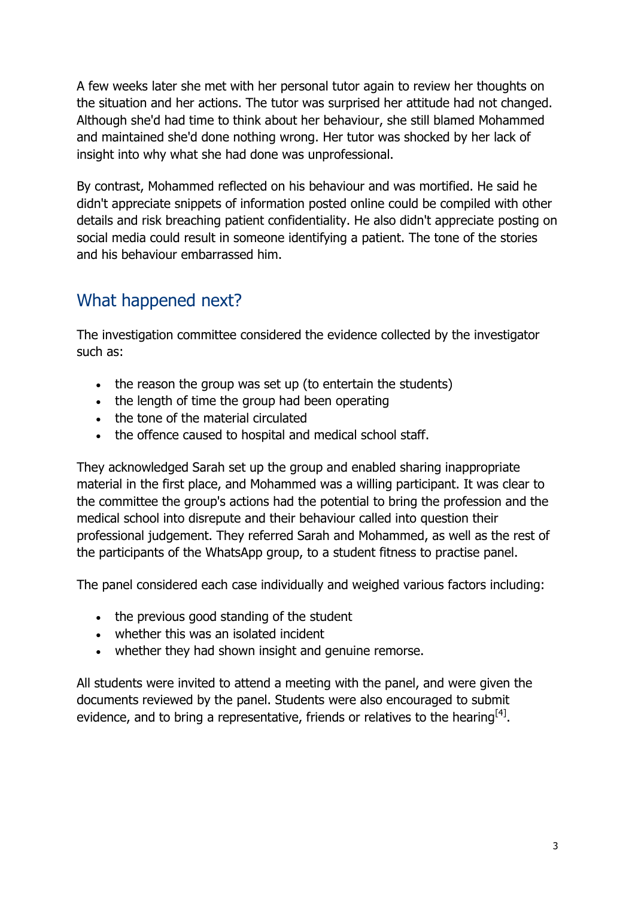A few weeks later she met with her personal tutor again to review her thoughts on the situation and her actions. The tutor was surprised her attitude had not changed. Although she'd had time to think about her behaviour, she still blamed Mohammed and maintained she'd done nothing wrong. Her tutor was shocked by her lack of insight into why what she had done was unprofessional.

By contrast, Mohammed reflected on his behaviour and was mortified. He said he didn't appreciate snippets of information posted online could be compiled with other details and risk breaching patient confidentiality. He also didn't appreciate posting on social media could result in someone identifying a patient. The tone of the stories and his behaviour embarrassed him.

## What happened next?

The investigation committee considered the evidence collected by the investigator such as:

- the reason the group was set up (to entertain the students)
- the length of time the group had been operating
- the tone of the material circulated
- the offence caused to hospital and medical school staff.

They acknowledged Sarah set up the group and enabled sharing inappropriate material in the first place, and Mohammed was a willing participant. It was clear to the committee the group's actions had the potential to bring the profession and the medical school into disrepute and their behaviour called into question their professional judgement. They referred Sarah and Mohammed, as well as the rest of the participants of the WhatsApp group, to a student fitness to practise panel.

The panel considered each case individually and weighed various factors including:

- the previous good standing of the student
- whether this was an isolated incident
- whether they had shown insight and genuine remorse.

All students were invited to attend a meeting with the panel, and were given the documents reviewed by the panel. Students were also encouraged to submit evidence, and to bring a representative, friends or relatives to the hearing[4].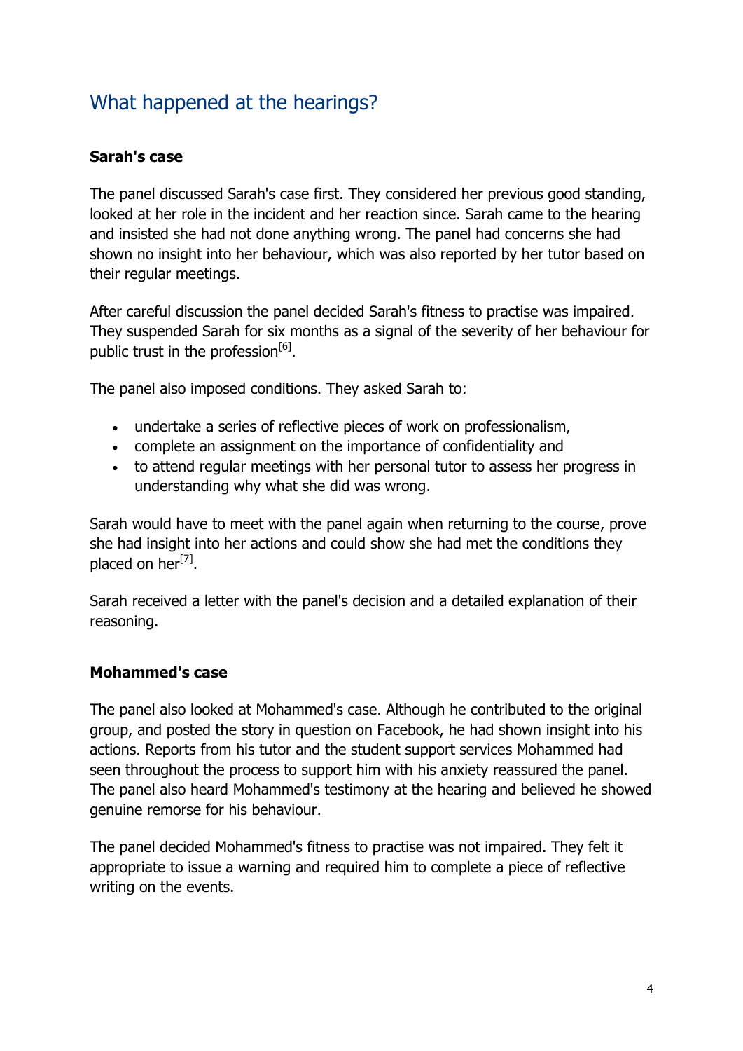## What happened at the hearings?

**Sarah's case**

The panel discussed Sarah's case first. They considered her previous good standing, looked at her role in the incident and her reaction since. Sarah came to the hearing and insisted she had not done anything wrong. The panel had concerns she had shown no insight into her behaviour, which was also reported by her tutor based on their regular meetings.

After careful discussion the panel decided Sarah's fitness to practise was impaired. They suspended Sarah for six months as a signal of the severity of her behaviour for public trust in the profession[6].

The panel also imposed conditions. They asked Sarah to:

- undertake a series of reflective pieces of work on professionalism,
- complete an assignment on the importance of confidentiality and
- to attend regular meetings with her personal tutor to assess her progress in understanding why what she did was wrong.

Sarah would have to meet with the panel again when returning to the course, prove she had insight into her actions and could show she had met the conditions they placed on her[7].

Sarah received a letter with the panel's decision and a detailed explanation of their reasoning.

**Mohammed's case**

The panel also looked at Mohammed's case. Although he contributed to the original group, and posted the story in question on Facebook, he had shown insight into his actions. Reports from his tutor and the student support services Mohammed had seen throughout the process to support him with his anxiety reassured the panel. The panel also heard Mohammed's testimony at the hearing and believed he showed genuine remorse for his behaviour.

The panel decided Mohammed's fitness to practise was not impaired. They felt it appropriate to issue a warning and required him to complete a piece of reflective writing on the events.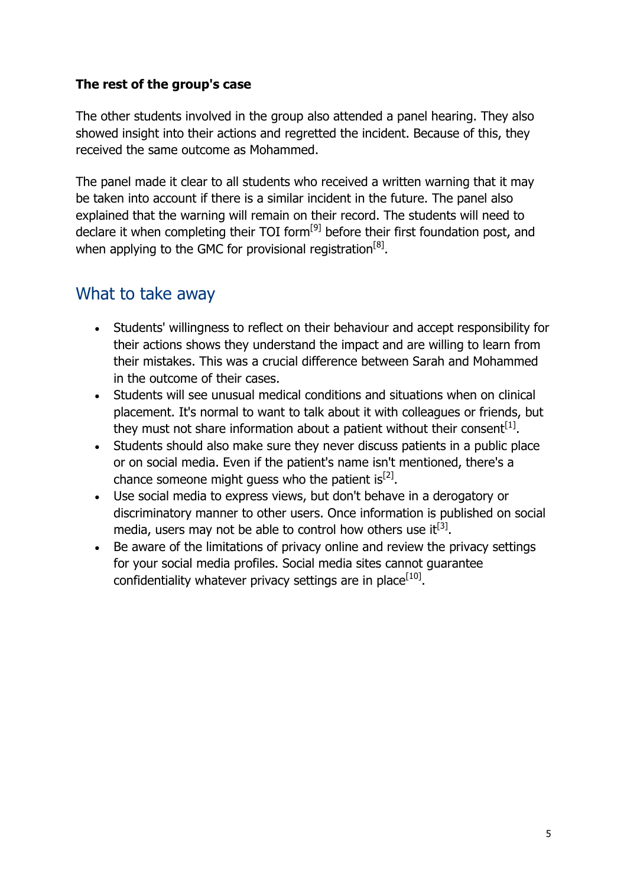**The rest of the group's case**

The other students involved in the group also attended a panel hearing. They also showed insight into their actions and regretted the incident. Because of this, they received the same outcome as Mohammed.

The panel made it clear to all students who received a written warning that it may be taken into account if there is a similar incident in the future. The panel also explained that the warning will remain on their record. The students will need to declare it when completing their TOI form[9] before their first foundation post, and when applying to the GMC for provisional registration[8].

## What to take away

- Students' willingness to reflect on their behaviour and accept responsibility for their actions shows they understand the impact and are willing to learn from their mistakes. This was a crucial difference between Sarah and Mohammed in the outcome of their cases.
- Students will see unusual medical conditions and situations when on clinical placement. It's normal to want to talk about it with colleagues or friends, but they must not share information about a patient without their consent[1].
- Students should also make sure they never discuss patients in a public place or on social media. Even if the patient's name isn't mentioned, there's a chance someone might guess who the patient is[2].
- Use social media to express views, but don't behave in a derogatory or discriminatory manner to other users. Once information is published on social media, users may not be able to control how others use it[3].
- Be aware of the limitations of privacy online and review the privacy settings for your social media profiles. Social media sites cannot guarantee confidentiality whatever privacy settings are in place[10].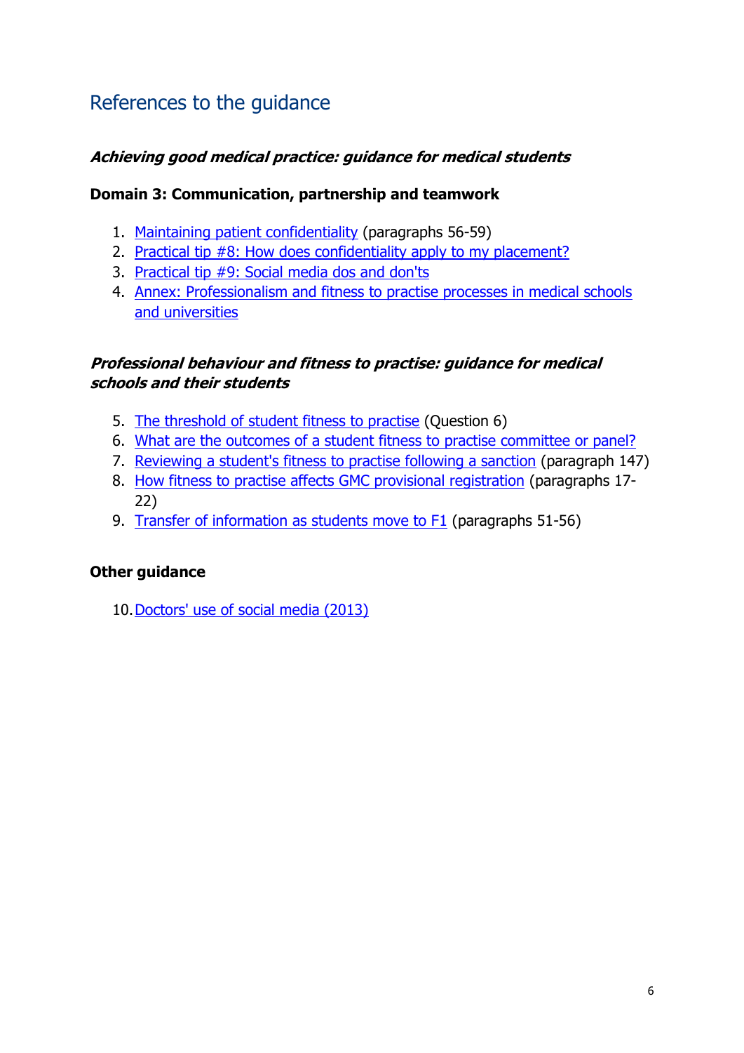## References to the guidance

### ***Achieving good medical practice: guidance for medical students***

**Domain 3: Communication, partnership and teamwork**

1. Maintaining patient confidentiality (paragraphs 56-59)
2. Practical tip #8: How does confidentiality apply to my placement?
3. Practical tip #9: Social media dos and don'ts
4. Annex: Professionalism and fitness to practise processes in medical schools and universities

### ***Professional behaviour and fitness to practise: guidance for medical schools and their students***

5. The threshold of student fitness to practise (Question 6)
6. What are the outcomes of a student fitness to practise committee or panel?
7. Reviewing a student's fitness to practise following a sanction (paragraph 147)
8. How fitness to practise affects GMC provisional registration (paragraphs 17-22)
9. Transfer of information as students move to F1 (paragraphs 51-56)

**Other guidance**

10. Doctors' use of social media (2013)